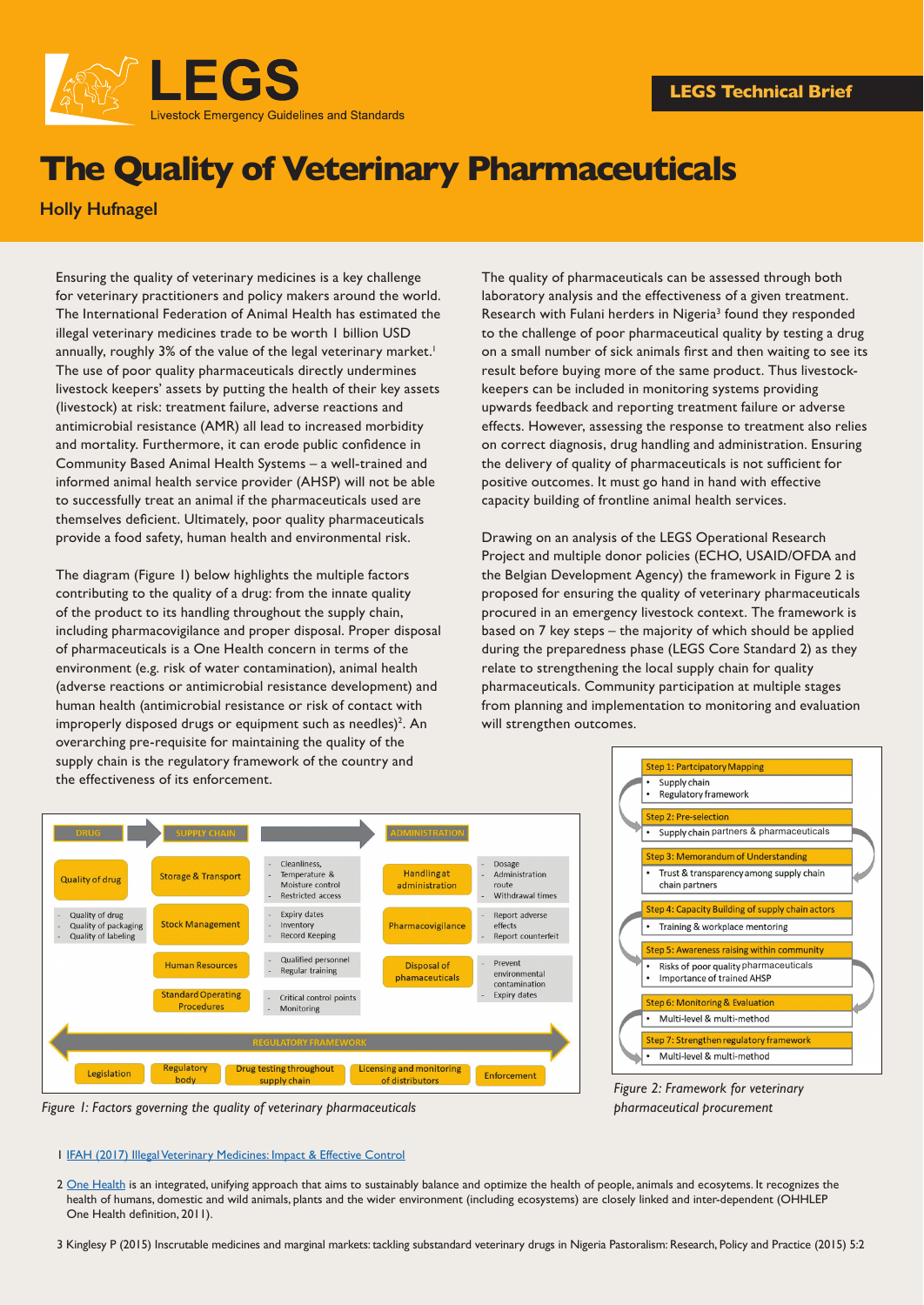LEGS
Livestock Emergency Guidelines and Standards

LEGS Technical Brief

# The Quality of Veterinary Pharmaceuticals

**Holly Hufnagel**

Ensuring the quality of veterinary medicines is a key challenge for veterinary practitioners and policy makers around the world. The International Federation of Animal Health has estimated the illegal veterinary medicines trade to be worth 1 billion USD annually, roughly 3% of the value of the legal veterinary market.[1] The use of poor quality pharmaceuticals directly undermines livestock keepers' assets by putting the health of their key assets (livestock) at risk: treatment failure, adverse reactions and antimicrobial resistance (AMR) all lead to increased morbidity and mortality. Furthermore, it can erode public confidence in Community Based Animal Health Systems – a well-trained and informed animal health service provider (AHSP) will not be able to successfully treat an animal if the pharmaceuticals used are themselves deficient. Ultimately, poor quality pharmaceuticals provide a food safety, human health and environmental risk.

The diagram (Figure 1) below highlights the multiple factors contributing to the quality of a drug: from the innate quality of the product to its handling throughout the supply chain, including pharmacovigilance and proper disposal. Proper disposal of pharmaceuticals is a One Health concern in terms of the environment (e.g. risk of water contamination), animal health (adverse reactions or antimicrobial resistance development) and human health (antimicrobial resistance or risk of contact with improperly disposed drugs or equipment such as needles)[2]. An overarching pre-requisite for maintaining the quality of the supply chain is the regulatory framework of the country and the effectiveness of its enforcement.

The quality of pharmaceuticals can be assessed through both laboratory analysis and the effectiveness of a given treatment. Research with Fulani herders in Nigeria[3] found they responded to the challenge of poor pharmaceutical quality by testing a drug on a small number of sick animals first and then waiting to see its result before buying more of the same product. Thus livestock-keepers can be included in monitoring systems providing upwards feedback and reporting treatment failure or adverse effects. However, assessing the response to treatment also relies on correct diagnosis, drug handling and administration. Ensuring the delivery of quality of pharmaceuticals is not sufficient for positive outcomes. It must go hand in hand with effective capacity building of frontline animal health services.

Drawing on an analysis of the LEGS Operational Research Project and multiple donor policies (ECHO, USAID/OFDA and the Belgian Development Agency) the framework in Figure 2 is proposed for ensuring the quality of veterinary pharmaceuticals procured in an emergency livestock context. The framework is based on 7 key steps – the majority of which should be applied during the preparedness phase (LEGS Core Standard 2) as they relate to strengthening the local supply chain for quality pharmaceuticals. Community participation at multiple stages from planning and implementation to monitoring and evaluation will strengthen outcomes.

DRUG
SUPPLY CHAIN
ADMINISTRATION

Quality of drug
- Quality of drug
- Quality of packaging
- Quality of labeling

Storage & Transport
- Cleanliness,
- Temperature & Moisture control
- Restricted access

Stock Management
- Expiry dates
- Inventory
- Record Keeping

Human Resources
- Qualified personnel
- Regular training

Standard Operating Procedures
- Critical control points
- Monitoring

Handling at administration
- Dosage
- Administration route
- Withdrawal times

Pharmacovigilance
- Report adverse effects
- Report counterfeit

Disposal of pharmaceuticals
- Prevent environmental contamination
- Expiry dates

REGULATORY FRAMEWORK

Legislation
Regulatory body
Drug testing throughout supply chain
Licensing and monitoring of distributors
Enforcement

*Figure 1: Factors governing the quality of veterinary pharmaceuticals*

Step 1: Partcipatory Mapping
- Supply chain
- Regulatory framework

Step 2: Pre-selection
- Supply chain partners & pharmaceuticals

Step 3: Memorandum of Understanding
- Trust & transparency among supply chain chain partners

Step 4: Capacity Building of supply chain actors
- Training & workplace mentoring

Step 5: Awareness raising within community
- Risks of poor quality pharmaceuticals
- Importance of trained AHSP

Step 6: Monitoring & Evaluation
- Multi-level & multi-method

Step 7: Strengthen regulatory framework
- Multi-level & multi-method

*Figure 2: Framework for veterinary pharmaceutical procurement*

1 IFAH (2017) Illegal Veterinary Medicines: Impact & Effective Control

2 One Health is an integrated, unifying approach that aims to sustainably balance and optimize the health of people, animals and ecosystems. It recognizes the health of humans, domestic and wild animals, plants and the wider environment (including ecosystems) are closely linked and inter-dependent (OHHLEP One Health definition, 2011).

3 Kinglesy P (2015) Inscrutable medicines and marginal markets: tackling substandard veterinary drugs in Nigeria Pastoralism: Research, Policy and Practice (2015) 5:2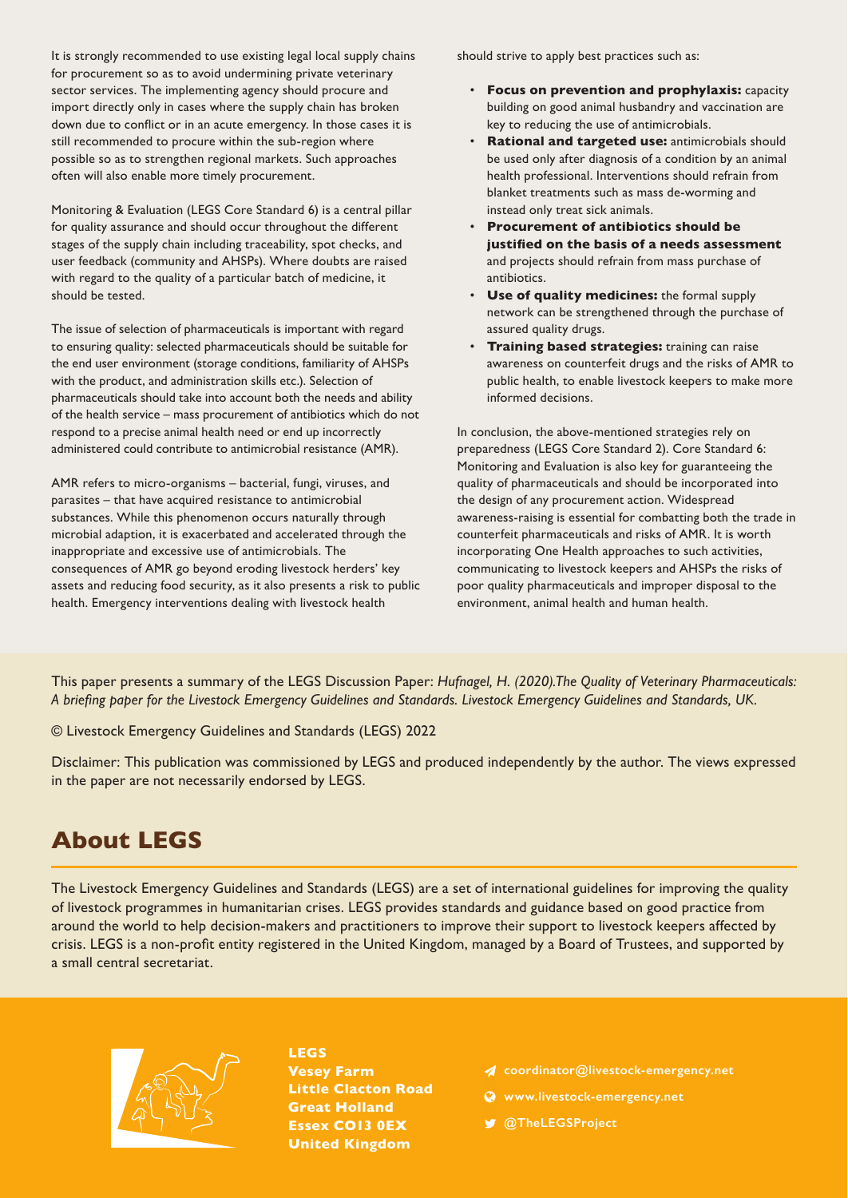It is strongly recommended to use existing legal local supply chains for procurement so as to avoid undermining private veterinary sector services. The implementing agency should procure and import directly only in cases where the supply chain has broken down due to conflict or in an acute emergency. In those cases it is still recommended to procure within the sub-region where possible so as to strengthen regional markets. Such approaches often will also enable more timely procurement.

Monitoring & Evaluation (LEGS Core Standard 6) is a central pillar for quality assurance and should occur throughout the different stages of the supply chain including traceability, spot checks, and user feedback (community and AHSPs). Where doubts are raised with regard to the quality of a particular batch of medicine, it should be tested.

The issue of selection of pharmaceuticals is important with regard to ensuring quality: selected pharmaceuticals should be suitable for the end user environment (storage conditions, familiarity of AHSPs with the product, and administration skills etc.). Selection of pharmaceuticals should take into account both the needs and ability of the health service – mass procurement of antibiotics which do not respond to a precise animal health need or end up incorrectly administered could contribute to antimicrobial resistance (AMR).

AMR refers to micro-organisms – bacterial, fungi, viruses, and parasites – that have acquired resistance to antimicrobial substances. While this phenomenon occurs naturally through microbial adaption, it is exacerbated and accelerated through the inappropriate and excessive use of antimicrobials. The consequences of AMR go beyond eroding livestock herders' key assets and reducing food security, as it also presents a risk to public health. Emergency interventions dealing with livestock health should strive to apply best practices such as:

- **Focus on prevention and prophylaxis:** capacity building on good animal husbandry and vaccination are key to reducing the use of antimicrobials.
- **Rational and targeted use:** antimicrobials should be used only after diagnosis of a condition by an animal health professional. Interventions should refrain from blanket treatments such as mass de-worming and instead only treat sick animals.
- **Procurement of antibiotics should be justified on the basis of a needs assessment** and projects should refrain from mass purchase of antibiotics.
- **Use of quality medicines:** the formal supply network can be strengthened through the purchase of assured quality drugs.
- **Training based strategies:** training can raise awareness on counterfeit drugs and the risks of AMR to public health, to enable livestock keepers to make more informed decisions.

In conclusion, the above-mentioned strategies rely on preparedness (LEGS Core Standard 2). Core Standard 6: Monitoring and Evaluation is also key for guaranteeing the quality of pharmaceuticals and should be incorporated into the design of any procurement action. Widespread awareness-raising is essential for combatting both the trade in counterfeit pharmaceuticals and risks of AMR. It is worth incorporating One Health approaches to such activities, communicating to livestock keepers and AHSPs the risks of poor quality pharmaceuticals and improper disposal to the environment, animal health and human health.

This paper presents a summary of the LEGS Discussion Paper: *Hufnagel, H. (2020).The Quality of Veterinary Pharmaceuticals: A briefing paper for the Livestock Emergency Guidelines and Standards. Livestock Emergency Guidelines and Standards, UK.*

© Livestock Emergency Guidelines and Standards (LEGS) 2022

Disclaimer: This publication was commissioned by LEGS and produced independently by the author. The views expressed in the paper are not necessarily endorsed by LEGS.

## About LEGS

The Livestock Emergency Guidelines and Standards (LEGS) are a set of international guidelines for improving the quality of livestock programmes in humanitarian crises. LEGS provides standards and guidance based on good practice from around the world to help decision-makers and practitioners to improve their support to livestock keepers affected by crisis. LEGS is a non-profit entity registered in the United Kingdom, managed by a Board of Trustees, and supported by a small central secretariat.

**LEGS**
**Vesey Farm**
**Little Clacton Road**
**Great Holland**
**Essex CO13 0EX**
**United Kingdom**

coordinator@livestock-emergency.net

www.livestock-emergency.net

@TheLEGSProject